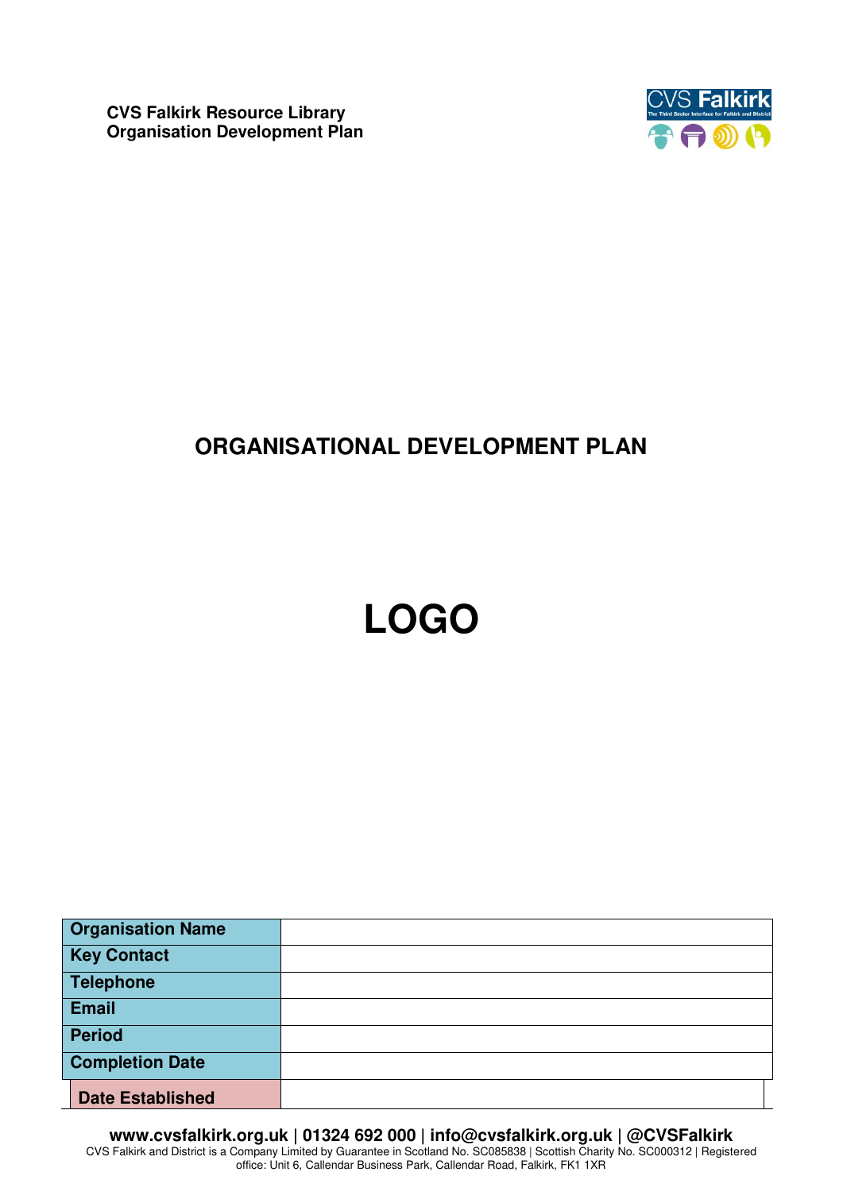**CVS Falkirk Resource Library**
**Organisation Development Plan**

# ORGANISATIONAL DEVELOPMENT PLAN

# LOGO

| Organisation Name | |
|---|---|
| Key Contact | |
| Telephone | |
| Email | |
| Period | |
| Completion Date | |
| Date Established | |

**www.cvsfalkirk.org.uk | 01324 692 000 | info@cvsfalkirk.org.uk | @CVSFalkirk**

CVS Falkirk and District is a Company Limited by Guarantee in Scotland No. SC085838 | Scottish Charity No. SC000312 | Registered office: Unit 6, Callendar Business Park, Callendar Road, Falkirk, FK1 1XR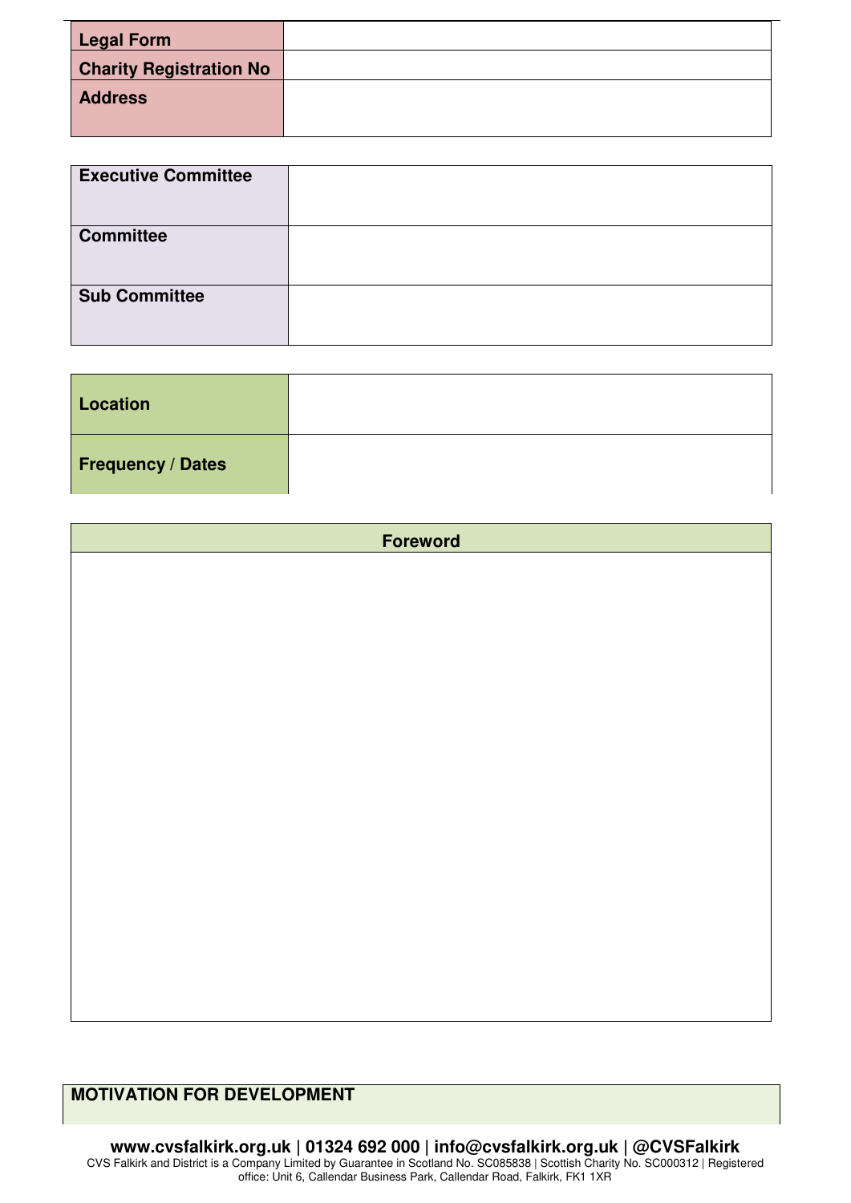| Legal Form | |
|---|---|
| Charity Registration No | |
| Address | |

| Executive Committee | |
|---|---|
| Committee | |
| Sub Committee | |

| Location | |
|---|---|
| Frequency / Dates | |

| Foreword |
|---|
| |

**MOTIVATION FOR DEVELOPMENT**

**www.cvsfalkirk.org.uk | 01324 692 000 | info@cvsfalkirk.org.uk | @CVSFalkirk**
CVS Falkirk and District is a Company Limited by Guarantee in Scotland No. SC085838 | Scottish Charity No. SC000312 | Registered office: Unit 6, Callendar Business Park, Callendar Road, Falkirk, FK1 1XR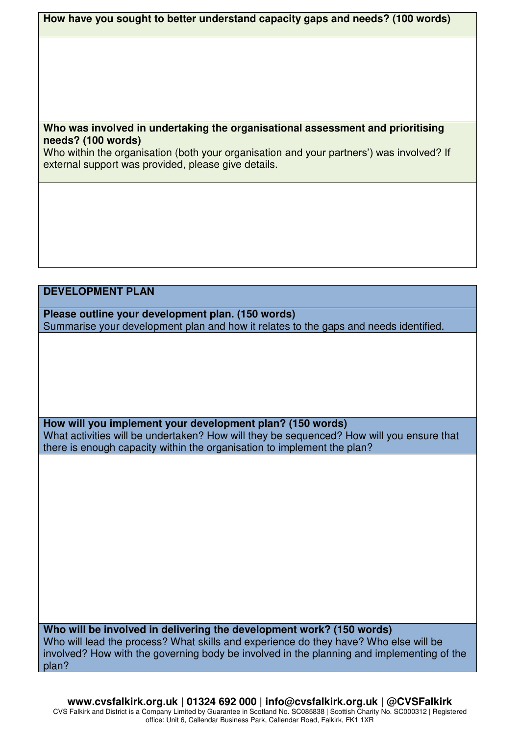**How have you sought to better understand capacity gaps and needs? (100 words)**

**Who was involved in undertaking the organisational assessment and prioritising needs? (100 words)**

Who within the organisation (both your organisation and your partners') was involved? If external support was provided, please give details.

## DEVELOPMENT PLAN

**Please outline your development plan. (150 words)**

Summarise your development plan and how it relates to the gaps and needs identified.

**How will you implement your development plan? (150 words)**

What activities will be undertaken? How will they be sequenced? How will you ensure that there is enough capacity within the organisation to implement the plan?

**Who will be involved in delivering the development work? (150 words)**

Who will lead the process? What skills and experience do they have? Who else will be involved? How with the governing body be involved in the planning and implementing of the plan?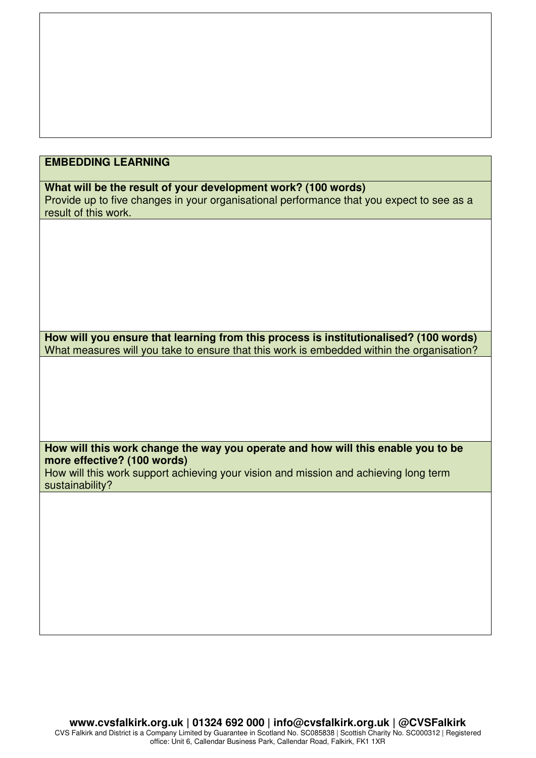## EMBEDDING LEARNING

**What will be the result of your development work? (100 words)**
Provide up to five changes in your organisational performance that you expect to see as a result of this work.

**How will you ensure that learning from this process is institutionalised? (100 words)**
What measures will you take to ensure that this work is embedded within the organisation?

**How will this work change the way you operate and how will this enable you to be more effective? (100 words)**
How will this work support achieving your vision and mission and achieving long term sustainability?

**www.cvsfalkirk.org.uk | 01324 692 000 | info@cvsfalkirk.org.uk | @CVSFalkirk**
CVS Falkirk and District is a Company Limited by Guarantee in Scotland No. SC085838 | Scottish Charity No. SC000312 | Registered office: Unit 6, Callendar Business Park, Callendar Road, Falkirk, FK1 1XR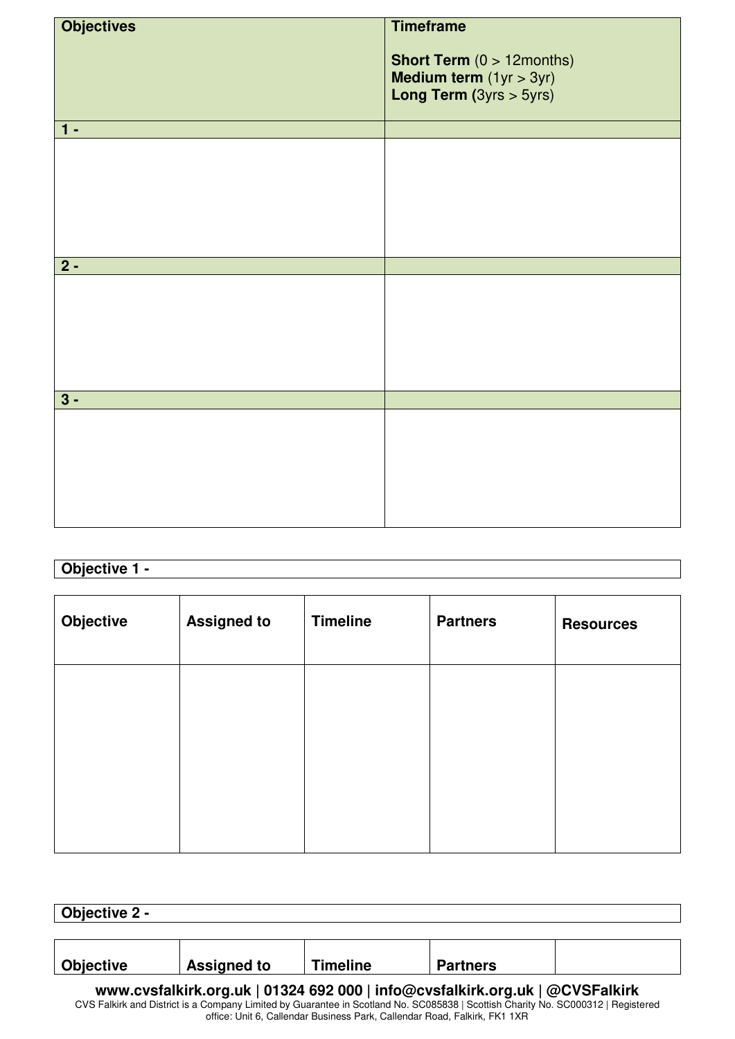| Objectives | Timeframe<br><br>**Short Term** (0 > 12months)<br>**Medium term** (1yr > 3yr)<br>**Long Term (**3yrs > 5yrs) |
|---|---|
| **1 -** | |
| | |
| **2 -** | |
| | |
| **3 -** | |
| | |

| **Objective 1 -** |
|---|

| Objective | Assigned to | Timeline | Partners | Resources |
|---|---|---|---|---|
| | | | | |

| **Objective 2 -** |
|---|

| Objective | Assigned to | Timeline | Partners | |
|---|---|---|---|---|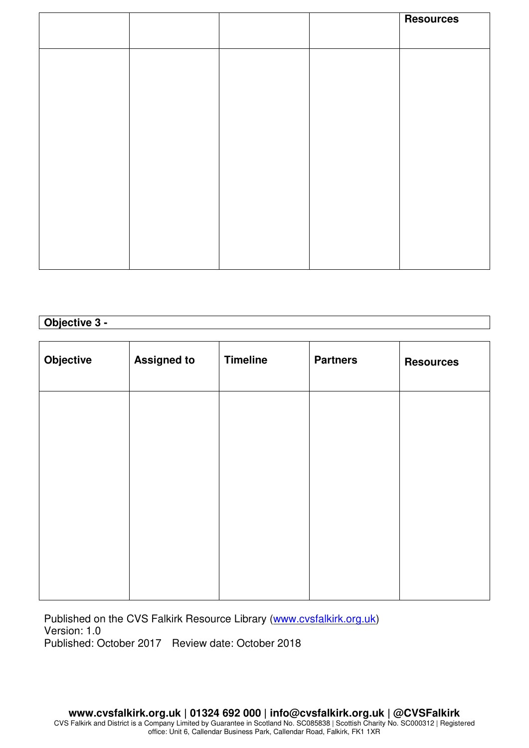| | | | | Resources |
|---|---|---|---|---|
| | | | | |

**Objective 3 -**

| Objective | Assigned to | Timeline | Partners | Resources |
|---|---|---|---|---|
| | | | | |

Published on the CVS Falkirk Resource Library (www.cvsfalkirk.org.uk)
Version: 1.0
Published: October 2017 Review date: October 2018

**www.cvsfalkirk.org.uk | 01324 692 000 | info@cvsfalkirk.org.uk | @CVSFalkirk**
CVS Falkirk and District is a Company Limited by Guarantee in Scotland No. SC085838 | Scottish Charity No. SC000312 | Registered office: Unit 6, Callendar Business Park, Callendar Road, Falkirk, FK1 1XR